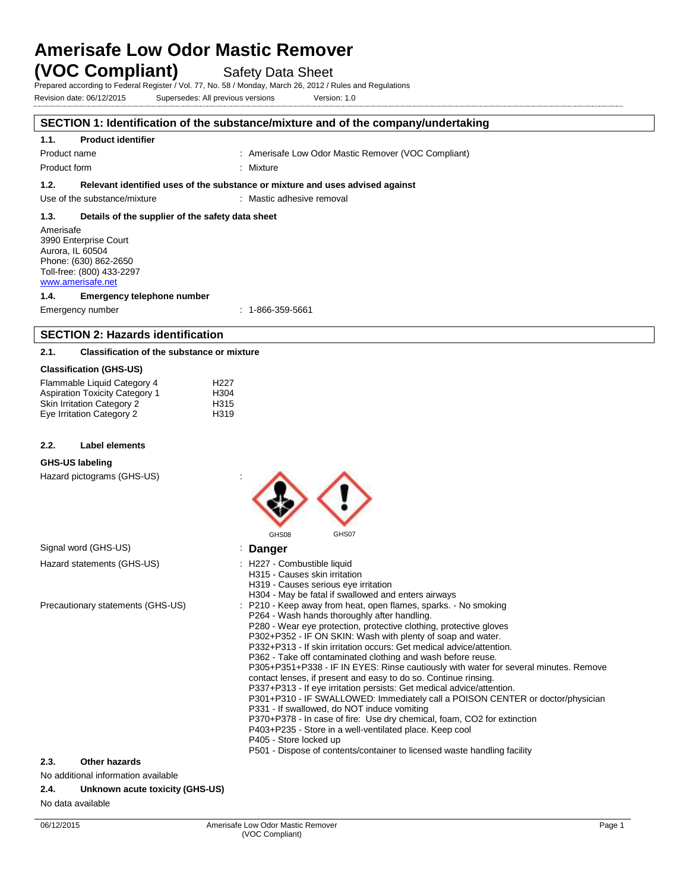# Amerisafe Low Odor Mastic Remover (VOC Compliant)

Safety Data Sheet

Prepared according to Federal Register / Vol. 77, No. 58 / Monday, March 26, 2012 / Rules and Regulations

Revision date: 06/12/2015    Supersedes: All previous versions    Version: 1.0

## SECTION 1: Identification of the substance/mixture and of the company/undertaking

### 1.1. Product identifier

Product name : Amerisafe Low Odor Mastic Remover (VOC Compliant)

Product form : Mixture

### 1.2. Relevant identified uses of the substance or mixture and uses advised against

Use of the substance/mixture : Mastic adhesive removal

### 1.3. Details of the supplier of the safety data sheet

Amerisafe
3990 Enterprise Court
Aurora, IL 60504
Phone: (630) 862-2650
Toll-free: (800) 433-2297
www.amerisafe.net

### 1.4. Emergency telephone number

Emergency number : 1-866-359-5661

## SECTION 2: Hazards identification

### 2.1. Classification of the substance or mixture

**Classification (GHS-US)**

| | |
|---|---|
| Flammable Liquid Category 4 | H227 |
| Aspiration Toxicity Category 1 | H304 |
| Skin Irritation Category 2 | H315 |
| Eye Irritation Category 2 | H319 |

### 2.2. Label elements

**GHS-US labeling**

Hazard pictograms (GHS-US) : GHS08 GHS07

Signal word (GHS-US) : **Danger**

Hazard statements (GHS-US) :
H227 - Combustible liquid
H315 - Causes skin irritation
H319 - Causes serious eye irritation
H304 - May be fatal if swallowed and enters airways

Precautionary statements (GHS-US) :
P210 - Keep away from heat, open flames, sparks. - No smoking
P264 - Wash hands thoroughly after handling.
P280 - Wear eye protection, protective clothing, protective gloves
P302+P352 - IF ON SKIN: Wash with plenty of soap and water.
P332+P313 - If skin irritation occurs: Get medical advice/attention.
P362 - Take off contaminated clothing and wash before reuse.
P305+P351+P338 - IF IN EYES: Rinse cautiously with water for several minutes. Remove contact lenses, if present and easy to do so. Continue rinsing.
P337+P313 - If eye irritation persists: Get medical advice/attention.
P301+P310 - IF SWALLOWED: Immediately call a POISON CENTER or doctor/physician
P331 - If swallowed, do NOT induce vomiting
P370+P378 - In case of fire: Use dry chemical, foam, CO2 for extinction
P403+P235 - Store in a well-ventilated place. Keep cool
P405 - Store locked up
P501 - Dispose of contents/container to licensed waste handling facility

### 2.3. Other hazards

No additional information available

### 2.4. Unknown acute toxicity (GHS-US)

No data available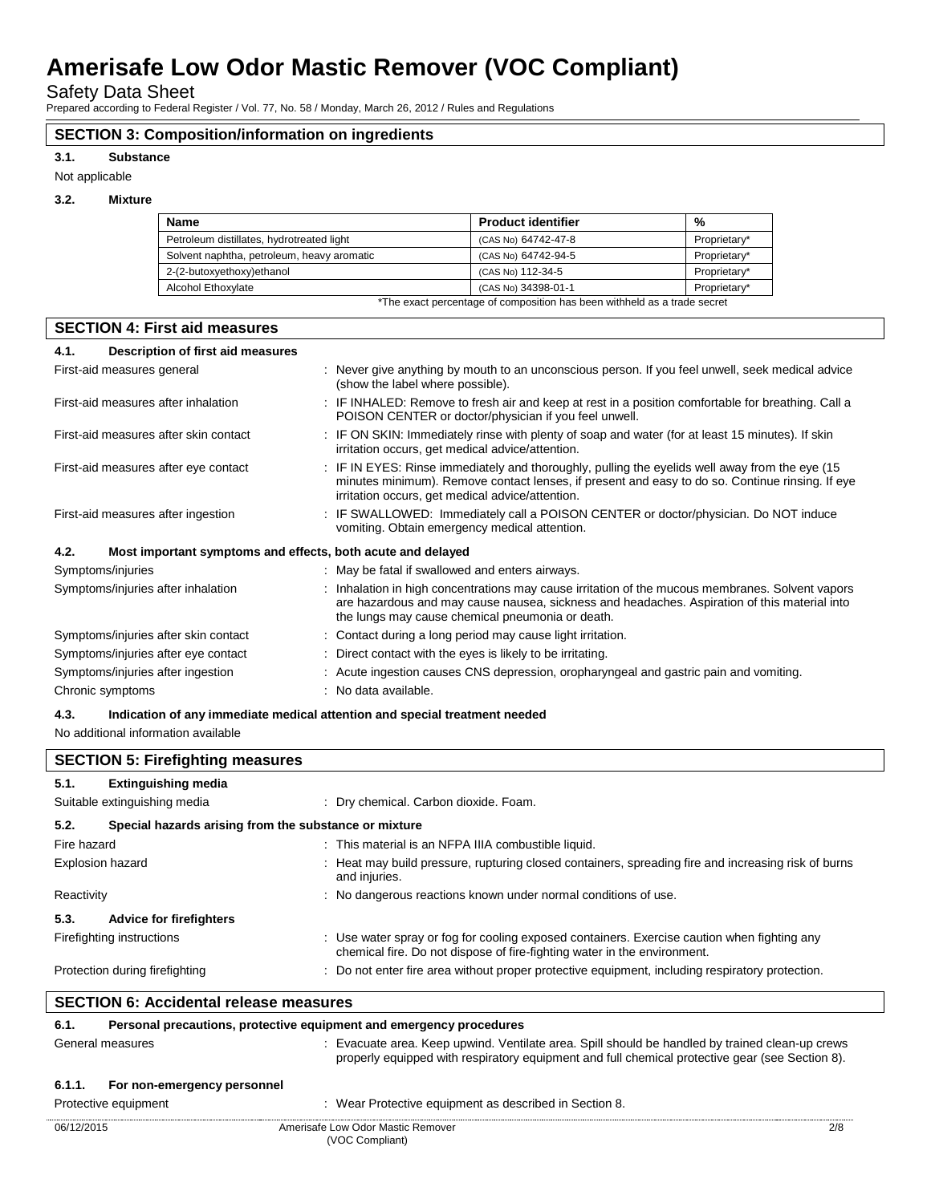## SECTION 3: Composition/information on ingredients

### 3.1. Substance

Not applicable

### 3.2. Mixture

| Name | Product identifier | % |
|---|---|---|
| Petroleum distillates, hydrotreated light | (CAS No) 64742-47-8 | Proprietary* |
| Solvent naphtha, petroleum, heavy aromatic | (CAS No) 64742-94-5 | Proprietary* |
| 2-(2-butoxyethoxy)ethanol | (CAS No) 112-34-5 | Proprietary* |
| Alcohol Ethoxylate | (CAS No) 34398-01-1 | Proprietary* |

*The exact percentage of composition has been withheld as a trade secret

## SECTION 4: First aid measures

### 4.1. Description of first aid measures

First-aid measures general : Never give anything by mouth to an unconscious person. If you feel unwell, seek medical advice (show the label where possible).

First-aid measures after inhalation : IF INHALED: Remove to fresh air and keep at rest in a position comfortable for breathing. Call a POISON CENTER or doctor/physician if you feel unwell.

First-aid measures after skin contact : IF ON SKIN: Immediately rinse with plenty of soap and water (for at least 15 minutes). If skin irritation occurs, get medical advice/attention.

First-aid measures after eye contact : IF IN EYES: Rinse immediately and thoroughly, pulling the eyelids well away from the eye (15 minutes minimum). Remove contact lenses, if present and easy to do so. Continue rinsing. If eye irritation occurs, get medical advice/attention.

First-aid measures after ingestion : IF SWALLOWED: Immediately call a POISON CENTER or doctor/physician. Do NOT induce vomiting. Obtain emergency medical attention.

### 4.2. Most important symptoms and effects, both acute and delayed

Symptoms/injuries : May be fatal if swallowed and enters airways.

Symptoms/injuries after inhalation : Inhalation in high concentrations may cause irritation of the mucous membranes. Solvent vapors are hazardous and may cause nausea, sickness and headaches. Aspiration of this material into the lungs may cause chemical pneumonia or death.

Symptoms/injuries after skin contact : Contact during a long period may cause light irritation.

Symptoms/injuries after eye contact : Direct contact with the eyes is likely to be irritating.

Symptoms/injuries after ingestion : Acute ingestion causes CNS depression, oropharyngeal and gastric pain and vomiting.

Chronic symptoms : No data available.

### 4.3. Indication of any immediate medical attention and special treatment needed

No additional information available

## SECTION 5: Firefighting measures

### 5.1. Extinguishing media

Suitable extinguishing media : Dry chemical. Carbon dioxide. Foam.

### 5.2. Special hazards arising from the substance or mixture

Fire hazard : This material is an NFPA IIIA combustible liquid.

Explosion hazard : Heat may build pressure, rupturing closed containers, spreading fire and increasing risk of burns and injuries.

Reactivity : No dangerous reactions known under normal conditions of use.

### 5.3. Advice for firefighters

Firefighting instructions : Use water spray or fog for cooling exposed containers. Exercise caution when fighting any chemical fire. Do not dispose of fire-fighting water in the environment.

Protection during firefighting : Do not enter fire area without proper protective equipment, including respiratory protection.

## SECTION 6: Accidental release measures

### 6.1. Personal precautions, protective equipment and emergency procedures

General measures : Evacuate area. Keep upwind. Ventilate area. Spill should be handled by trained clean-up crews properly equipped with respiratory equipment and full chemical protective gear (see Section 8).

#### 6.1.1. For non-emergency personnel

Protective equipment : Wear Protective equipment as described in Section 8.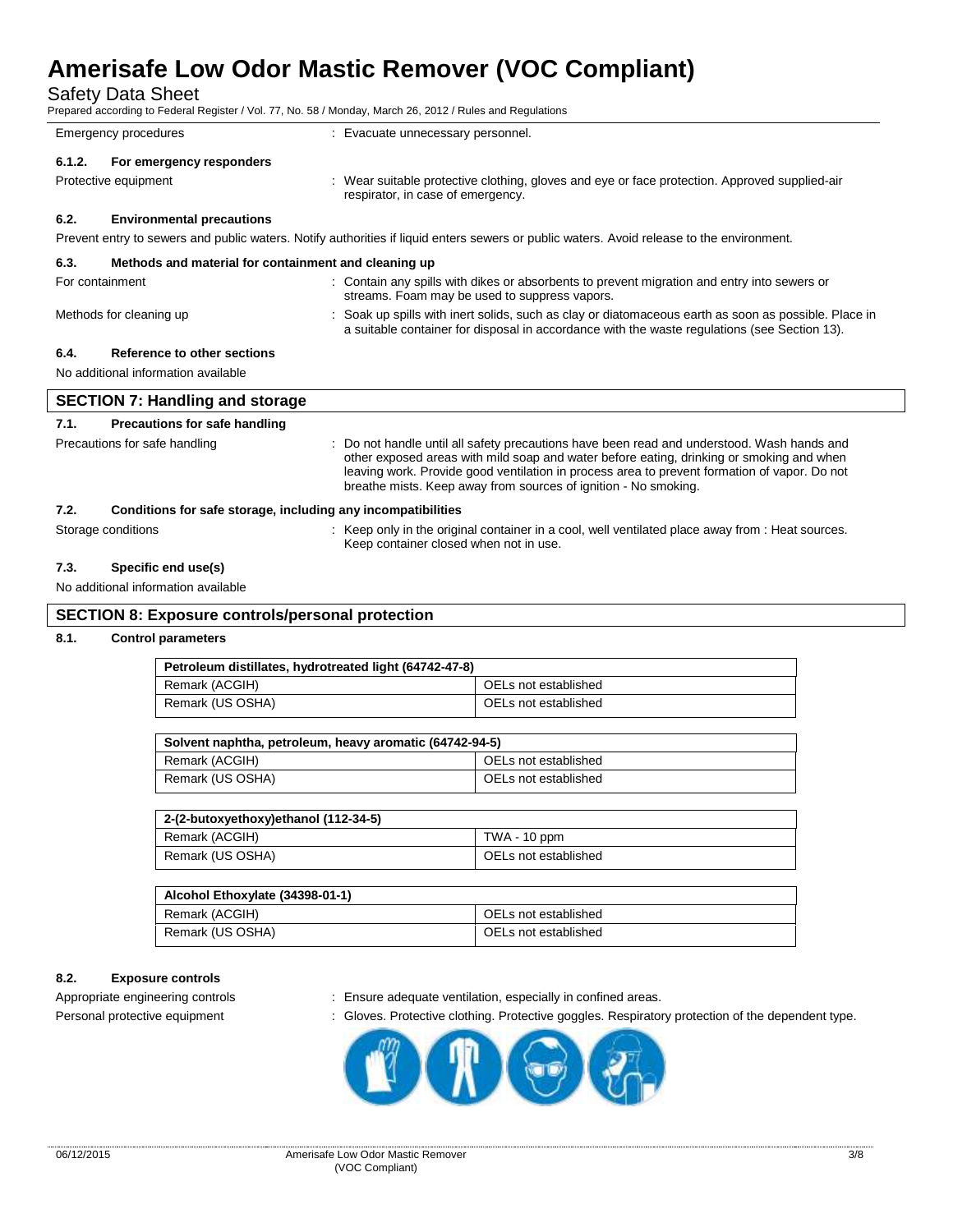Emergency procedures : Evacuate unnecessary personnel.

#### 6.1.2. For emergency responders

Protective equipment : Wear suitable protective clothing, gloves and eye or face protection. Approved supplied-air respirator, in case of emergency.

### 6.2. Environmental precautions

Prevent entry to sewers and public waters. Notify authorities if liquid enters sewers or public waters. Avoid release to the environment.

### 6.3. Methods and material for containment and cleaning up

For containment : Contain any spills with dikes or absorbents to prevent migration and entry into sewers or streams. Foam may be used to suppress vapors.

Methods for cleaning up : Soak up spills with inert solids, such as clay or diatomaceous earth as soon as possible. Place in a suitable container for disposal in accordance with the waste regulations (see Section 13).

### 6.4. Reference to other sections

No additional information available

## SECTION 7: Handling and storage

### 7.1. Precautions for safe handling

Precautions for safe handling : Do not handle until all safety precautions have been read and understood. Wash hands and other exposed areas with mild soap and water before eating, drinking or smoking and when leaving work. Provide good ventilation in process area to prevent formation of vapor. Do not breathe mists. Keep away from sources of ignition - No smoking.

### 7.2. Conditions for safe storage, including any incompatibilities

Storage conditions : Keep only in the original container in a cool, well ventilated place away from : Heat sources. Keep container closed when not in use.

### 7.3. Specific end use(s)

No additional information available

## SECTION 8: Exposure controls/personal protection

### 8.1. Control parameters

| Petroleum distillates, hydrotreated light (64742-47-8) | |
|---|---|
| Remark (ACGIH) | OELs not established |
| Remark (US OSHA) | OELs not established |

| Solvent naphtha, petroleum, heavy aromatic (64742-94-5) | |
|---|---|
| Remark (ACGIH) | OELs not established |
| Remark (US OSHA) | OELs not established |

| 2-(2-butoxyethoxy)ethanol (112-34-5) | |
|---|---|
| Remark (ACGIH) | TWA - 10 ppm |
| Remark (US OSHA) | OELs not established |

| Alcohol Ethoxylate (34398-01-1) | |
|---|---|
| Remark (ACGIH) | OELs not established |
| Remark (US OSHA) | OELs not established |

### 8.2. Exposure controls

Appropriate engineering controls : Ensure adequate ventilation, especially in confined areas.

Personal protective equipment : Gloves. Protective clothing. Protective goggles. Respiratory protection of the dependent type.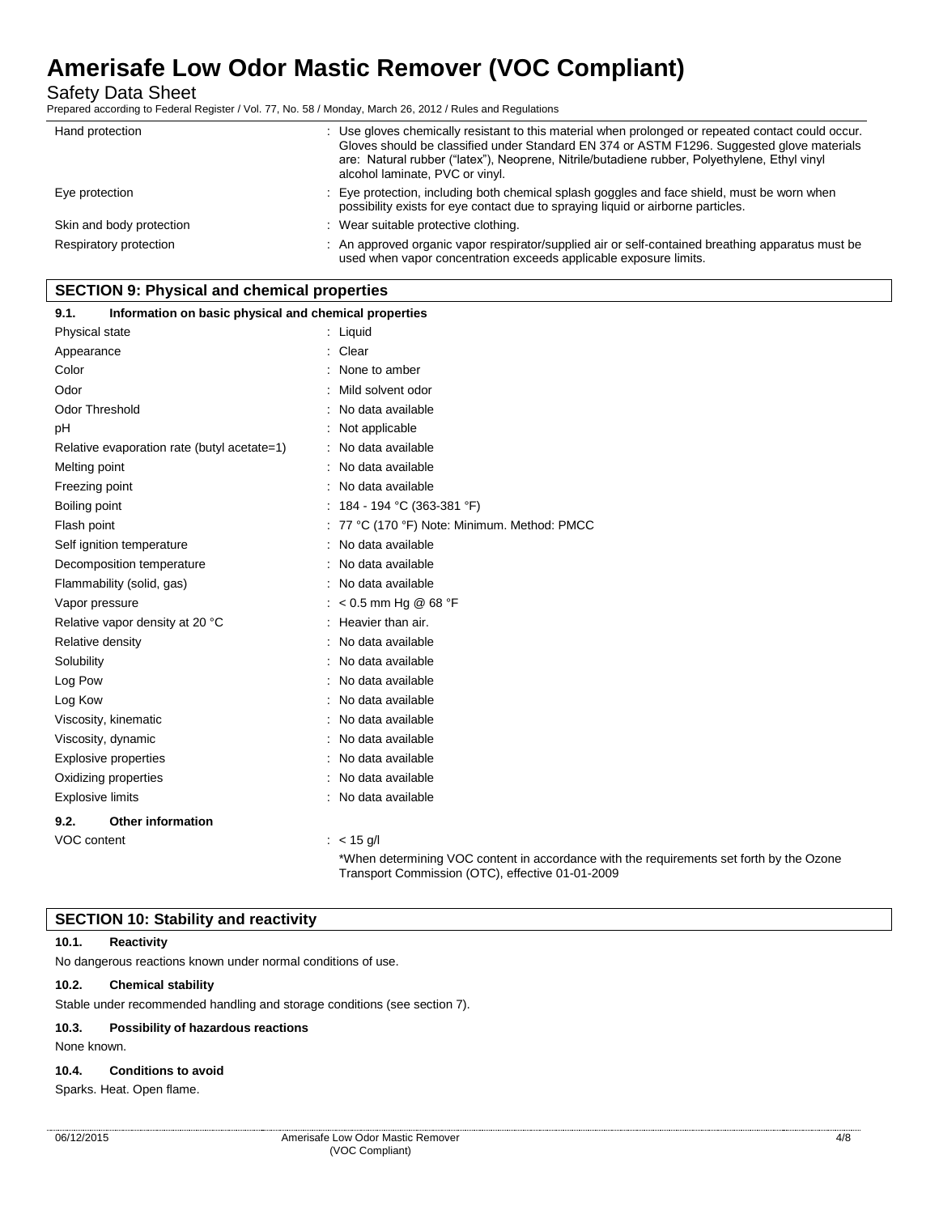| | |
|---|---|
| Hand protection | : Use gloves chemically resistant to this material when prolonged or repeated contact could occur. Gloves should be classified under Standard EN 374 or ASTM F1296. Suggested glove materials are: Natural rubber ("latex"), Neoprene, Nitrile/butadiene rubber, Polyethylene, Ethyl vinyl alcohol laminate, PVC or vinyl. |
| Eye protection | : Eye protection, including both chemical splash goggles and face shield, must be worn when possibility exists for eye contact due to spraying liquid or airborne particles. |
| Skin and body protection | : Wear suitable protective clothing. |
| Respiratory protection | : An approved organic vapor respirator/supplied air or self-contained breathing apparatus must be used when vapor concentration exceeds applicable exposure limits. |

## SECTION 9: Physical and chemical properties

### 9.1. Information on basic physical and chemical properties

| | |
|---|---|
| Physical state | : Liquid |
| Appearance | : Clear |
| Color | : None to amber |
| Odor | : Mild solvent odor |
| Odor Threshold | : No data available |
| pH | : Not applicable |
| Relative evaporation rate (butyl acetate=1) | : No data available |
| Melting point | : No data available |
| Freezing point | : No data available |
| Boiling point | : 184 - 194 °C (363-381 °F) |
| Flash point | : 77 °C (170 °F) Note: Minimum. Method: PMCC |
| Self ignition temperature | : No data available |
| Decomposition temperature | : No data available |
| Flammability (solid, gas) | : No data available |
| Vapor pressure | : < 0.5 mm Hg @ 68 °F |
| Relative vapor density at 20 °C | : Heavier than air. |
| Relative density | : No data available |
| Solubility | : No data available |
| Log Pow | : No data available |
| Log Kow | : No data available |
| Viscosity, kinematic | : No data available |
| Viscosity, dynamic | : No data available |
| Explosive properties | : No data available |
| Oxidizing properties | : No data available |
| Explosive limits | : No data available |

### 9.2. Other information

| | |
|---|---|
| VOC content | : < 15 g/l<br>*When determining VOC content in accordance with the requirements set forth by the Ozone Transport Commission (OTC), effective 01-01-2009 |

## SECTION 10: Stability and reactivity

### 10.1. Reactivity

No dangerous reactions known under normal conditions of use.

### 10.2. Chemical stability

Stable under recommended handling and storage conditions (see section 7).

### 10.3. Possibility of hazardous reactions

None known.

### 10.4. Conditions to avoid

Sparks. Heat. Open flame.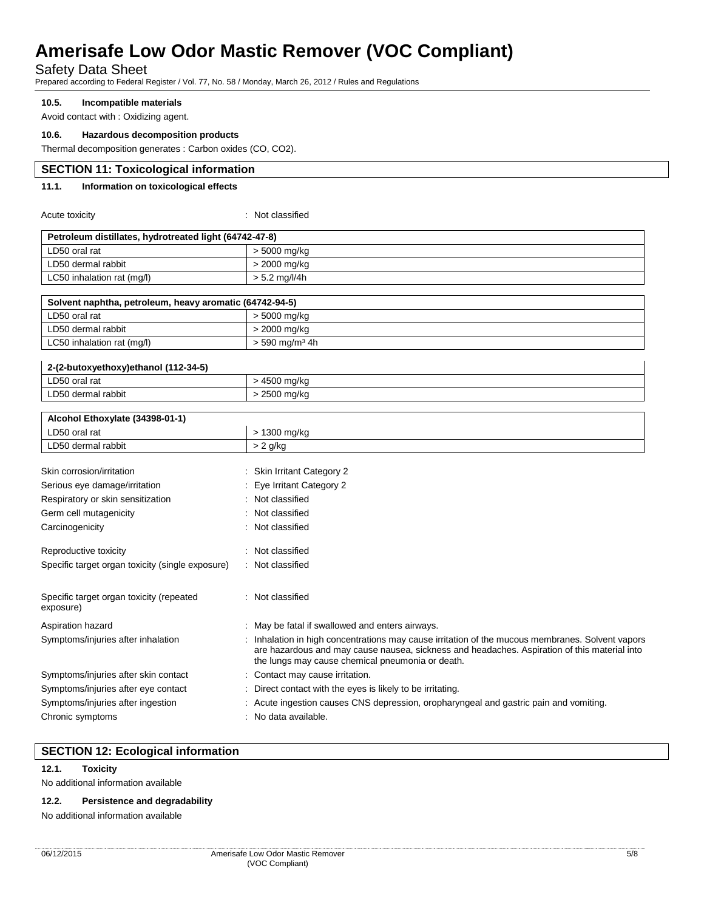#### 10.5. Incompatible materials

Avoid contact with : Oxidizing agent.

#### 10.6. Hazardous decomposition products

Thermal decomposition generates : Carbon oxides (CO, $CO_2$).

## SECTION 11: Toxicological information

### 11.1. Information on toxicological effects

Acute toxicity : Not classified

| Petroleum distillates, hydrotreated light (64742-47-8) | |
|---|---|
| LD50 oral rat | > 5000 mg/kg |
| LD50 dermal rabbit | > 2000 mg/kg |
| LC50 inhalation rat (mg/l) | > 5.2 mg/l/4h |

| Solvent naphtha, petroleum, heavy aromatic (64742-94-5) | |
|---|---|
| LD50 oral rat | > 5000 mg/kg |
| LD50 dermal rabbit | > 2000 mg/kg |
| LC50 inhalation rat (mg/l) | > 590 mg/m³ 4h |

| 2-(2-butoxyethoxy)ethanol (112-34-5) | |
|---|---|
| LD50 oral rat | > 4500 mg/kg |
| LD50 dermal rabbit | > 2500 mg/kg |

| Alcohol Ethoxylate (34398-01-1) | |
|---|---|
| LD50 oral rat | > 1300 mg/kg |
| LD50 dermal rabbit | > 2 g/kg |

Skin corrosion/irritation : Skin Irritant Category 2

Serious eye damage/irritation : Eye Irritant Category 2

Respiratory or skin sensitization : Not classified

Germ cell mutagenicity : Not classified

Carcinogenicity : Not classified

Reproductive toxicity : Not classified

Specific target organ toxicity (single exposure) : Not classified

Specific target organ toxicity (repeated exposure) : Not classified

Aspiration hazard : May be fatal if swallowed and enters airways.

Symptoms/injuries after inhalation : Inhalation in high concentrations may cause irritation of the mucous membranes. Solvent vapors are hazardous and may cause nausea, sickness and headaches. Aspiration of this material into the lungs may cause chemical pneumonia or death.

Symptoms/injuries after skin contact : Contact may cause irritation.

Symptoms/injuries after eye contact : Direct contact with the eyes is likely to be irritating.

Symptoms/injuries after ingestion : Acute ingestion causes CNS depression, oropharyngeal and gastric pain and vomiting.

Chronic symptoms : No data available.

## SECTION 12: Ecological information

#### 12.1. Toxicity

No additional information available

#### 12.2. Persistence and degradability

No additional information available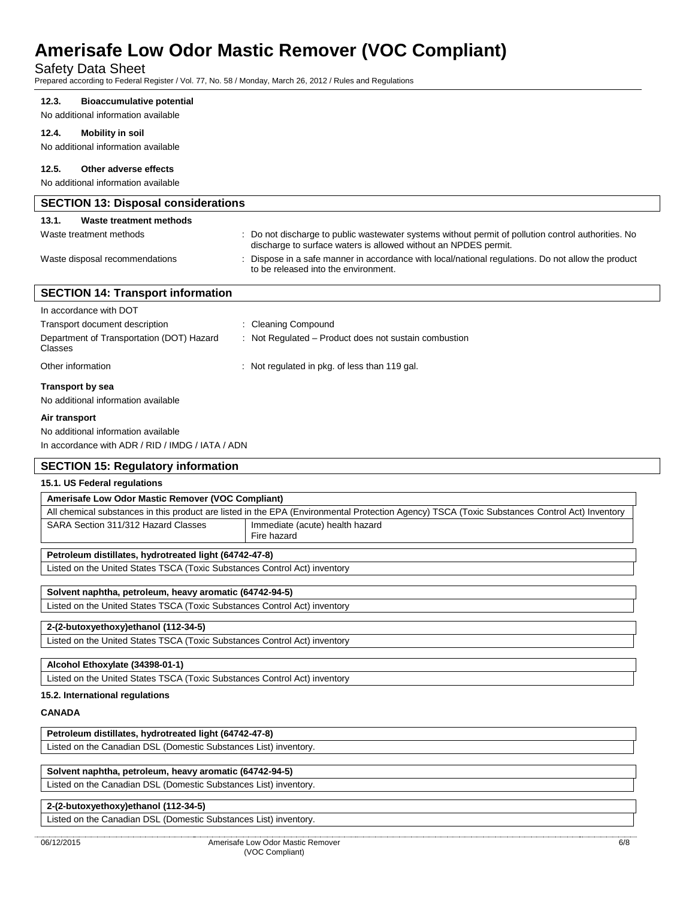#### 12.3. Bioaccumulative potential

No additional information available

#### 12.4. Mobility in soil

No additional information available

#### 12.5. Other adverse effects

No additional information available

## SECTION 13: Disposal considerations

#### 13.1. Waste treatment methods

Waste treatment methods : Do not discharge to public wastewater systems without permit of pollution control authorities. No discharge to surface waters is allowed without an NPDES permit.

Waste disposal recommendations : Dispose in a safe manner in accordance with local/national regulations. Do not allow the product to be released into the environment.

## SECTION 14: Transport information

In accordance with DOT

Transport document description : Cleaning Compound

Department of Transportation (DOT) Hazard Classes : Not Regulated – Product does not sustain combustion

Other information : Not regulated in pkg. of less than 119 gal.

**Transport by sea**

No additional information available

**Air transport**

No additional information available

In accordance with ADR / RID / IMDG / IATA / ADN

## SECTION 15: Regulatory information

#### 15.1. US Federal regulations

| **Amerisafe Low Odor Mastic Remover (VOC Compliant)** | |
|---|---|
| All chemical substances in this product are listed in the EPA (Environmental Protection Agency) TSCA (Toxic Substances Control Act) Inventory | |
| SARA Section 311/312 Hazard Classes | Immediate (acute) health hazard<br>Fire hazard |

| **Petroleum distillates, hydrotreated light (64742-47-8)** |
|---|
| Listed on the United States TSCA (Toxic Substances Control Act) inventory |

| **Solvent naphtha, petroleum, heavy aromatic (64742-94-5)** |
|---|
| Listed on the United States TSCA (Toxic Substances Control Act) inventory |

| **2-(2-butoxyethoxy)ethanol (112-34-5)** |
|---|
| Listed on the United States TSCA (Toxic Substances Control Act) inventory |

| **Alcohol Ethoxylate (34398-01-1)** |
|---|
| Listed on the United States TSCA (Toxic Substances Control Act) inventory |

#### 15.2. International regulations

**CANADA**

| **Petroleum distillates, hydrotreated light (64742-47-8)** |
|---|
| Listed on the Canadian DSL (Domestic Substances List) inventory. |

| **Solvent naphtha, petroleum, heavy aromatic (64742-94-5)** |
|---|
| Listed on the Canadian DSL (Domestic Substances List) inventory. |

| **2-(2-butoxyethoxy)ethanol (112-34-5)** |
|---|
| Listed on the Canadian DSL (Domestic Substances List) inventory. |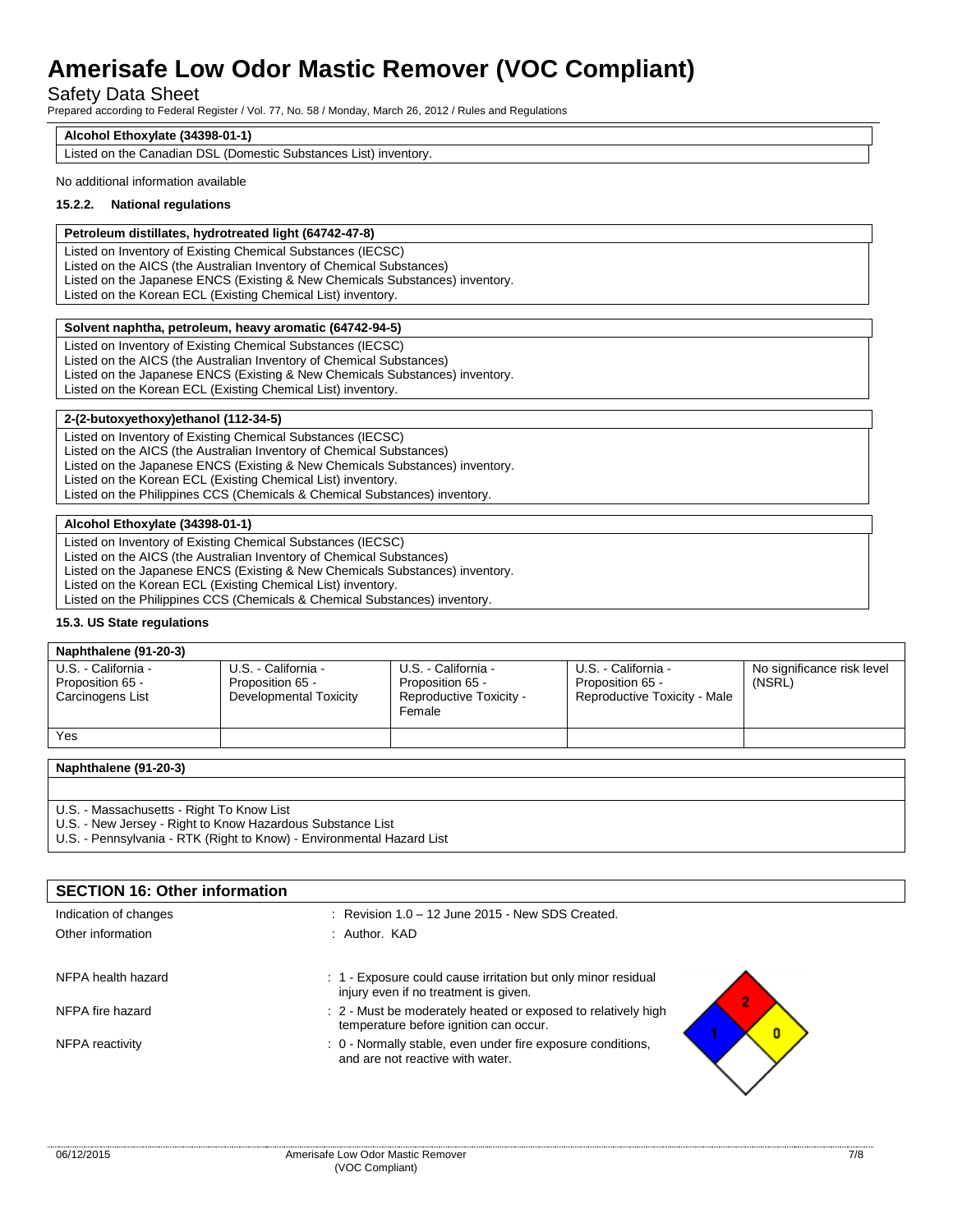| Alcohol Ethoxylate (34398-01-1) |
|---|
| Listed on the Canadian DSL (Domestic Substances List) inventory. |

No additional information available

#### 15.2.2. National regulations

| Petroleum distillates, hydrotreated light (64742-47-8) |
|---|
| Listed on Inventory of Existing Chemical Substances (IECSC)<br>Listed on the AICS (the Australian Inventory of Chemical Substances)<br>Listed on the Japanese ENCS (Existing & New Chemicals Substances) inventory.<br>Listed on the Korean ECL (Existing Chemical List) inventory. |

| Solvent naphtha, petroleum, heavy aromatic (64742-94-5) |
|---|
| Listed on Inventory of Existing Chemical Substances (IECSC)<br>Listed on the AICS (the Australian Inventory of Chemical Substances)<br>Listed on the Japanese ENCS (Existing & New Chemicals Substances) inventory.<br>Listed on the Korean ECL (Existing Chemical List) inventory. |

| 2-(2-butoxyethoxy)ethanol (112-34-5) |
|---|
| Listed on Inventory of Existing Chemical Substances (IECSC)<br>Listed on the AICS (the Australian Inventory of Chemical Substances)<br>Listed on the Japanese ENCS (Existing & New Chemicals Substances) inventory.<br>Listed on the Korean ECL (Existing Chemical List) inventory.<br>Listed on the Philippines CCS (Chemicals & Chemical Substances) inventory. |

| Alcohol Ethoxylate (34398-01-1) |
|---|
| Listed on Inventory of Existing Chemical Substances (IECSC)<br>Listed on the AICS (the Australian Inventory of Chemical Substances)<br>Listed on the Japanese ENCS (Existing & New Chemicals Substances) inventory.<br>Listed on the Korean ECL (Existing Chemical List) inventory.<br>Listed on the Philippines CCS (Chemicals & Chemical Substances) inventory. |

### 15.3. US State regulations

| Naphthalene (91-20-3) | | | | |
|---|---|---|---|---|
| U.S. - California - Proposition 65 - Carcinogens List | U.S. - California - Proposition 65 - Developmental Toxicity | U.S. - California - Proposition 65 - Reproductive Toxicity - Female | U.S. - California - Proposition 65 - Reproductive Toxicity - Male | No significance risk level (NSRL) |
| Yes | | | | |

| Naphthalene (91-20-3) |
|---|
| |
| U.S. - Massachusetts - Right To Know List<br>U.S. - New Jersey - Right to Know Hazardous Substance List<br>U.S. - Pennsylvania - RTK (Right to Know) - Environmental Hazard List |

## SECTION 16: Other information

Indication of changes : Revision 1.0 – 12 June 2015 - New SDS Created.

Other information : Author. KAD

NFPA health hazard : 1 - Exposure could cause irritation but only minor residual injury even if no treatment is given.

NFPA fire hazard : 2 - Must be moderately heated or exposed to relatively high temperature before ignition can occur.

NFPA reactivity : 0 - Normally stable, even under fire exposure conditions, and are not reactive with water.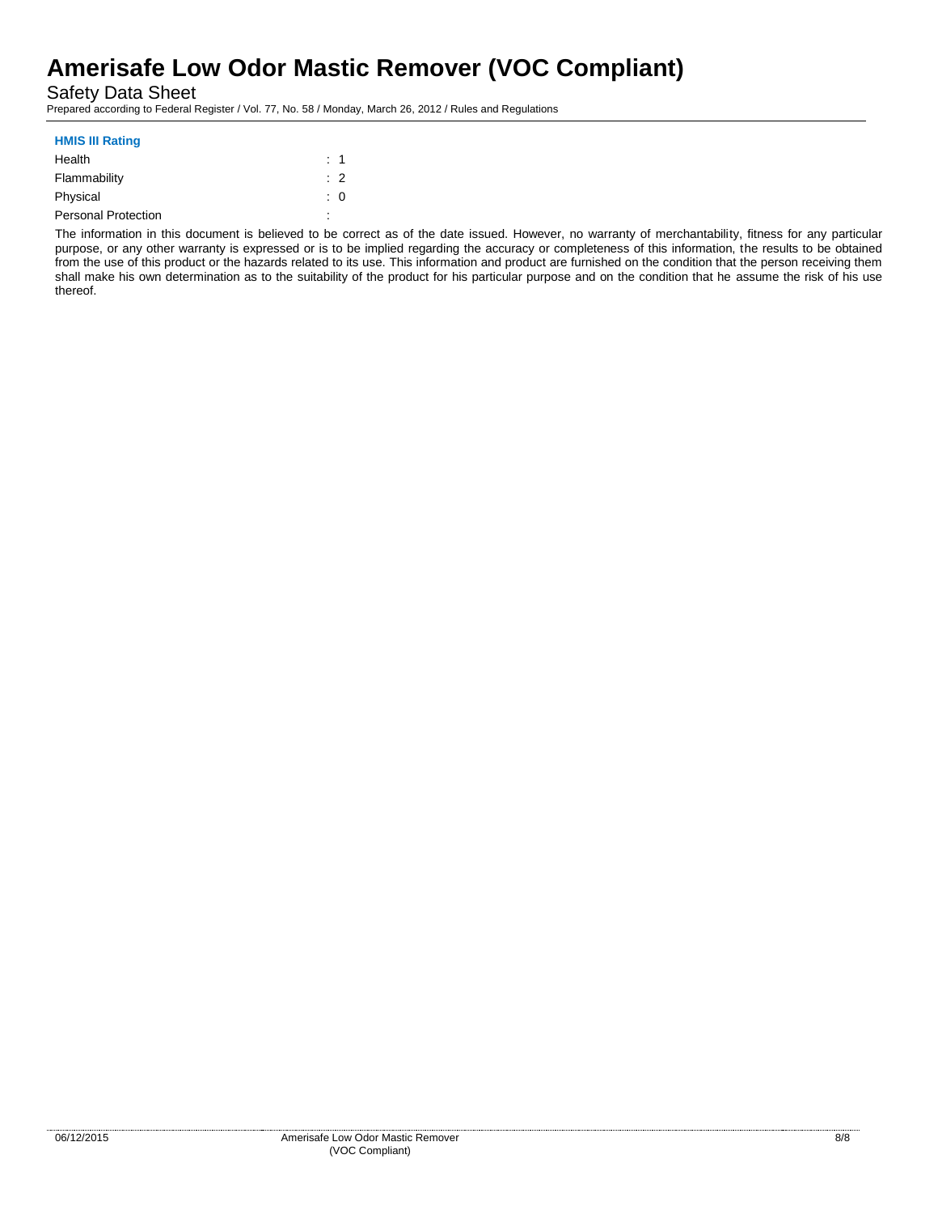#### HMIS III Rating

| | |
|---|---|
| Health | : 1 |
| Flammability | : 2 |
| Physical | : 0 |
| Personal Protection | : |

The information in this document is believed to be correct as of the date issued. However, no warranty of merchantability, fitness for any particular purpose, or any other warranty is expressed or is to be implied regarding the accuracy or completeness of this information, the results to be obtained from the use of this product or the hazards related to its use. This information and product are furnished on the condition that the person receiving them shall make his own determination as to the suitability of the product for his particular purpose and on the condition that he assume the risk of his use thereof.